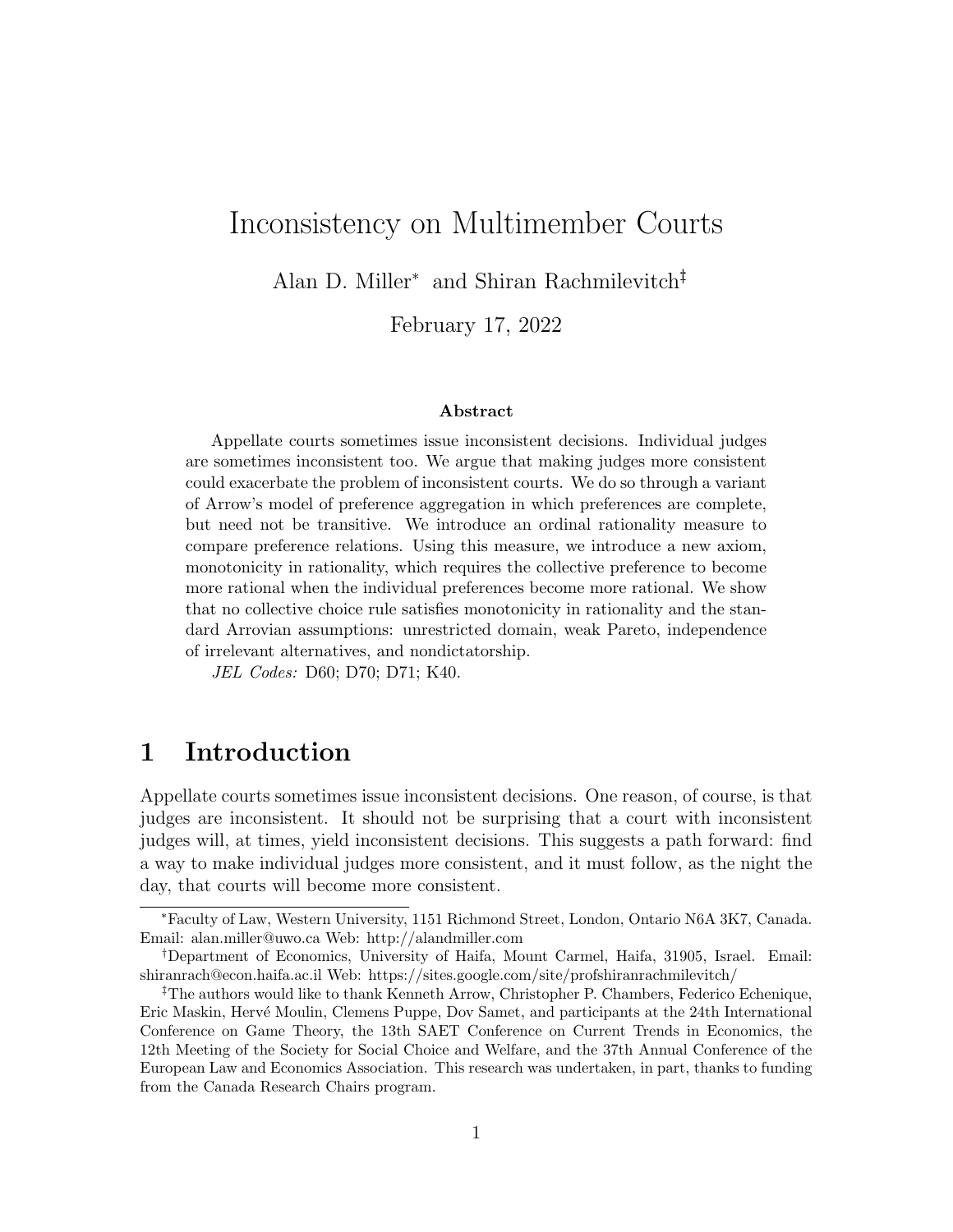# Inconsistency on Multimember Courts

Alan D. Miller* and Shiran Rachmilevitch‡

February 17, 2022

**Abstract**

Appellate courts sometimes issue inconsistent decisions. Individual judges are sometimes inconsistent too. We argue that making judges more consistent could exacerbate the problem of inconsistent courts. We do so through a variant of Arrow's model of preference aggregation in which preferences are complete, but need not be transitive. We introduce an ordinal rationality measure to compare preference relations. Using this measure, we introduce a new axiom, monotonicity in rationality, which requires the collective preference to become more rational when the individual preferences become more rational. We show that no collective choice rule satisfies monotonicity in rationality and the standard Arrovian assumptions: unrestricted domain, weak Pareto, independence of irrelevant alternatives, and nondictatorship.

*JEL Codes:* D60; D70; D71; K40.

## 1 Introduction

Appellate courts sometimes issue inconsistent decisions. One reason, of course, is that judges are inconsistent. It should not be surprising that a court with inconsistent judges will, at times, yield inconsistent decisions. This suggests a path forward: find a way to make individual judges more consistent, and it must follow, as the night the day, that courts will become more consistent.

---

*Faculty of Law, Western University, 1151 Richmond Street, London, Ontario N6A 3K7, Canada. Email: alan.miller@uwo.ca Web: http://alandmiller.com

†Department of Economics, University of Haifa, Mount Carmel, Haifa, 31905, Israel. Email: shiranrach@econ.haifa.ac.il Web: https://sites.google.com/site/profshiranrachmilevitch/

‡The authors would like to thank Kenneth Arrow, Christopher P. Chambers, Federico Echenique, Eric Maskin, Hervé Moulin, Clemens Puppe, Dov Samet, and participants at the 24th International Conference on Game Theory, the 13th SAET Conference on Current Trends in Economics, the 12th Meeting of the Society for Social Choice and Welfare, and the 37th Annual Conference of the European Law and Economics Association. This research was undertaken, in part, thanks to funding from the Canada Research Chairs program.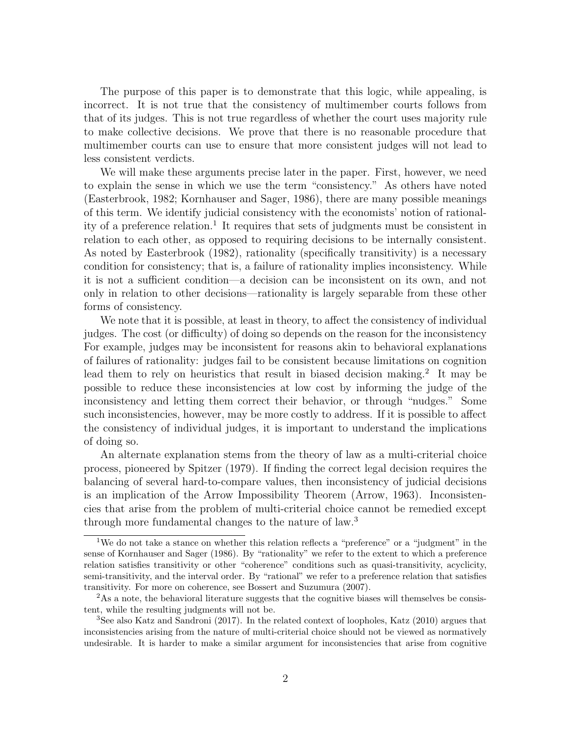The purpose of this paper is to demonstrate that this logic, while appealing, is incorrect. It is not true that the consistency of multimember courts follows from that of its judges. This is not true regardless of whether the court uses majority rule to make collective decisions. We prove that there is no reasonable procedure that multimember courts can use to ensure that more consistent judges will not lead to less consistent verdicts.

We will make these arguments precise later in the paper. First, however, we need to explain the sense in which we use the term "consistency." As others have noted (Easterbrook, 1982; Kornhauser and Sager, 1986), there are many possible meanings of this term. We identify judicial consistency with the economists' notion of rationality of a preference relation.[1] It requires that sets of judgments must be consistent in relation to each other, as opposed to requiring decisions to be internally consistent. As noted by Easterbrook (1982), rationality (specifically transitivity) is a necessary condition for consistency; that is, a failure of rationality implies inconsistency. While it is not a sufficient condition—a decision can be inconsistent on its own, and not only in relation to other decisions—rationality is largely separable from these other forms of consistency.

We note that it is possible, at least in theory, to affect the consistency of individual judges. The cost (or difficulty) of doing so depends on the reason for the inconsistency For example, judges may be inconsistent for reasons akin to behavioral explanations of failures of rationality: judges fail to be consistent because limitations on cognition lead them to rely on heuristics that result in biased decision making.[2] It may be possible to reduce these inconsistencies at low cost by informing the judge of the inconsistency and letting them correct their behavior, or through "nudges." Some such inconsistencies, however, may be more costly to address. If it is possible to affect the consistency of individual judges, it is important to understand the implications of doing so.

An alternate explanation stems from the theory of law as a multi-criterial choice process, pioneered by Spitzer (1979). If finding the correct legal decision requires the balancing of several hard-to-compare values, then inconsistency of judicial decisions is an implication of the Arrow Impossibility Theorem (Arrow, 1963). Inconsistencies that arise from the problem of multi-criterial choice cannot be remedied except through more fundamental changes to the nature of law.[3]

---

[1] We do not take a stance on whether this relation reflects a "preference" or a "judgment" in the sense of Kornhauser and Sager (1986). By "rationality" we refer to the extent to which a preference relation satisfies transitivity or other "coherence" conditions such as quasi-transitivity, acyclicity, semi-transitivity, and the interval order. By "rational" we refer to a preference relation that satisfies transitivity. For more on coherence, see Bossert and Suzumura (2007).

[2] As a note, the behavioral literature suggests that the cognitive biases will themselves be consistent, while the resulting judgments will not be.

[3] See also Katz and Sandroni (2017). In the related context of loopholes, Katz (2010) argues that inconsistencies arising from the nature of multi-criterial choice should not be viewed as normatively undesirable. It is harder to make a similar argument for inconsistencies that arise from cognitive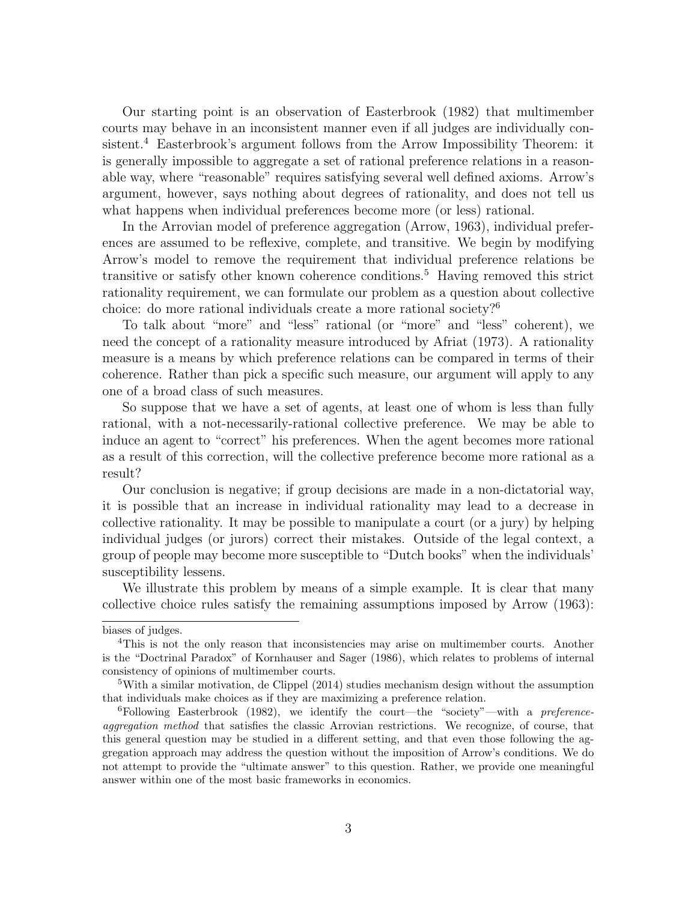Our starting point is an observation of Easterbrook (1982) that multimember courts may behave in an inconsistent manner even if all judges are individually consistent.[4] Easterbrook's argument follows from the Arrow Impossibility Theorem: it is generally impossible to aggregate a set of rational preference relations in a reasonable way, where "reasonable" requires satisfying several well defined axioms. Arrow's argument, however, says nothing about degrees of rationality, and does not tell us what happens when individual preferences become more (or less) rational.

In the Arrovian model of preference aggregation (Arrow, 1963), individual preferences are assumed to be reflexive, complete, and transitive. We begin by modifying Arrow's model to remove the requirement that individual preference relations be transitive or satisfy other known coherence conditions.[5] Having removed this strict rationality requirement, we can formulate our problem as a question about collective choice: do more rational individuals create a more rational society?[6]

To talk about "more" and "less" rational (or "more" and "less" coherent), we need the concept of a rationality measure introduced by Afriat (1973). A rationality measure is a means by which preference relations can be compared in terms of their coherence. Rather than pick a specific such measure, our argument will apply to any one of a broad class of such measures.

So suppose that we have a set of agents, at least one of whom is less than fully rational, with a not-necessarily-rational collective preference. We may be able to induce an agent to "correct" his preferences. When the agent becomes more rational as a result of this correction, will the collective preference become more rational as a result?

Our conclusion is negative; if group decisions are made in a non-dictatorial way, it is possible that an increase in individual rationality may lead to a decrease in collective rationality. It may be possible to manipulate a court (or a jury) by helping individual judges (or jurors) correct their mistakes. Outside of the legal context, a group of people may become more susceptible to "Dutch books" when the individuals' susceptibility lessens.

We illustrate this problem by means of a simple example. It is clear that many collective choice rules satisfy the remaining assumptions imposed by Arrow (1963):

---

biases of judges.

[4]This is not the only reason that inconsistencies may arise on multimember courts. Another is the "Doctrinal Paradox" of Kornhauser and Sager (1986), which relates to problems of internal consistency of opinions of multimember courts.

[5]With a similar motivation, de Clippel (2014) studies mechanism design without the assumption that individuals make choices as if they are maximizing a preference relation.

[6]Following Easterbrook (1982), we identify the court—the "society"—with a *preference-aggregation method* that satisfies the classic Arrovian restrictions. We recognize, of course, that this general question may be studied in a different setting, and that even those following the aggregation approach may address the question without the imposition of Arrow's conditions. We do not attempt to provide the "ultimate answer" to this question. Rather, we provide one meaningful answer within one of the most basic frameworks in economics.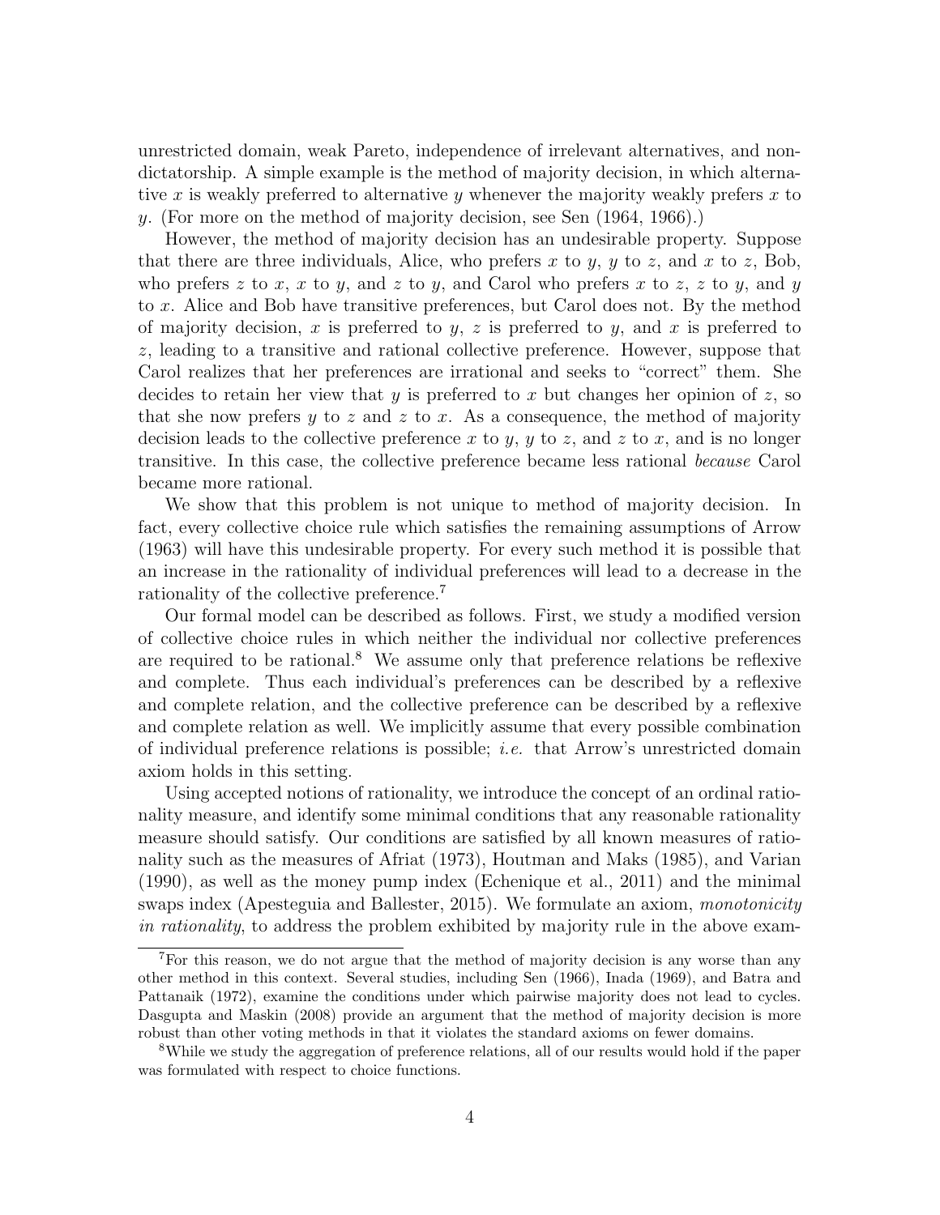unrestricted domain, weak Pareto, independence of irrelevant alternatives, and non-dictatorship. A simple example is the method of majority decision, in which alternative $x$ is weakly preferred to alternative $y$ whenever the majority weakly prefers $x$ to $y$. (For more on the method of majority decision, see Sen (1964, 1966).)

However, the method of majority decision has an undesirable property. Suppose that there are three individuals, Alice, who prefers $x$ to $y$, $y$ to $z$, and $x$ to $z$, Bob, who prefers $z$ to $x$, $x$ to $y$, and $z$ to $y$, and Carol who prefers $x$ to $z$, $z$ to $y$, and $y$ to $x$. Alice and Bob have transitive preferences, but Carol does not. By the method of majority decision, $x$ is preferred to $y$, $z$ is preferred to $y$, and $x$ is preferred to $z$, leading to a transitive and rational collective preference. However, suppose that Carol realizes that her preferences are irrational and seeks to "correct" them. She decides to retain her view that $y$ is preferred to $x$ but changes her opinion of $z$, so that she now prefers $y$ to $z$ and $z$ to $x$. As a consequence, the method of majority decision leads to the collective preference $x$ to $y$, $y$ to $z$, and $z$ to $x$, and is no longer transitive. In this case, the collective preference became less rational *because* Carol became more rational.

We show that this problem is not unique to method of majority decision. In fact, every collective choice rule which satisfies the remaining assumptions of Arrow (1963) will have this undesirable property. For every such method it is possible that an increase in the rationality of individual preferences will lead to a decrease in the rationality of the collective preference.[7]

Our formal model can be described as follows. First, we study a modified version of collective choice rules in which neither the individual nor collective preferences are required to be rational.[8] We assume only that preference relations be reflexive and complete. Thus each individual's preferences can be described by a reflexive and complete relation, and the collective preference can be described by a reflexive and complete relation as well. We implicitly assume that every possible combination of individual preference relations is possible; *i.e.* that Arrow's unrestricted domain axiom holds in this setting.

Using accepted notions of rationality, we introduce the concept of an ordinal rationality measure, and identify some minimal conditions that any reasonable rationality measure should satisfy. Our conditions are satisfied by all known measures of rationality such as the measures of Afriat (1973), Houtman and Maks (1985), and Varian (1990), as well as the money pump index (Echenique et al., 2011) and the minimal swaps index (Apesteguia and Ballester, 2015). We formulate an axiom, *monotonicity in rationality*, to address the problem exhibited by majority rule in the above exam-

[7]For this reason, we do not argue that the method of majority decision is any worse than any other method in this context. Several studies, including Sen (1966), Inada (1969), and Batra and Pattanaik (1972), examine the conditions under which pairwise majority does not lead to cycles. Dasgupta and Maskin (2008) provide an argument that the method of majority decision is more robust than other voting methods in that it violates the standard axioms on fewer domains.

[8]While we study the aggregation of preference relations, all of our results would hold if the paper was formulated with respect to choice functions.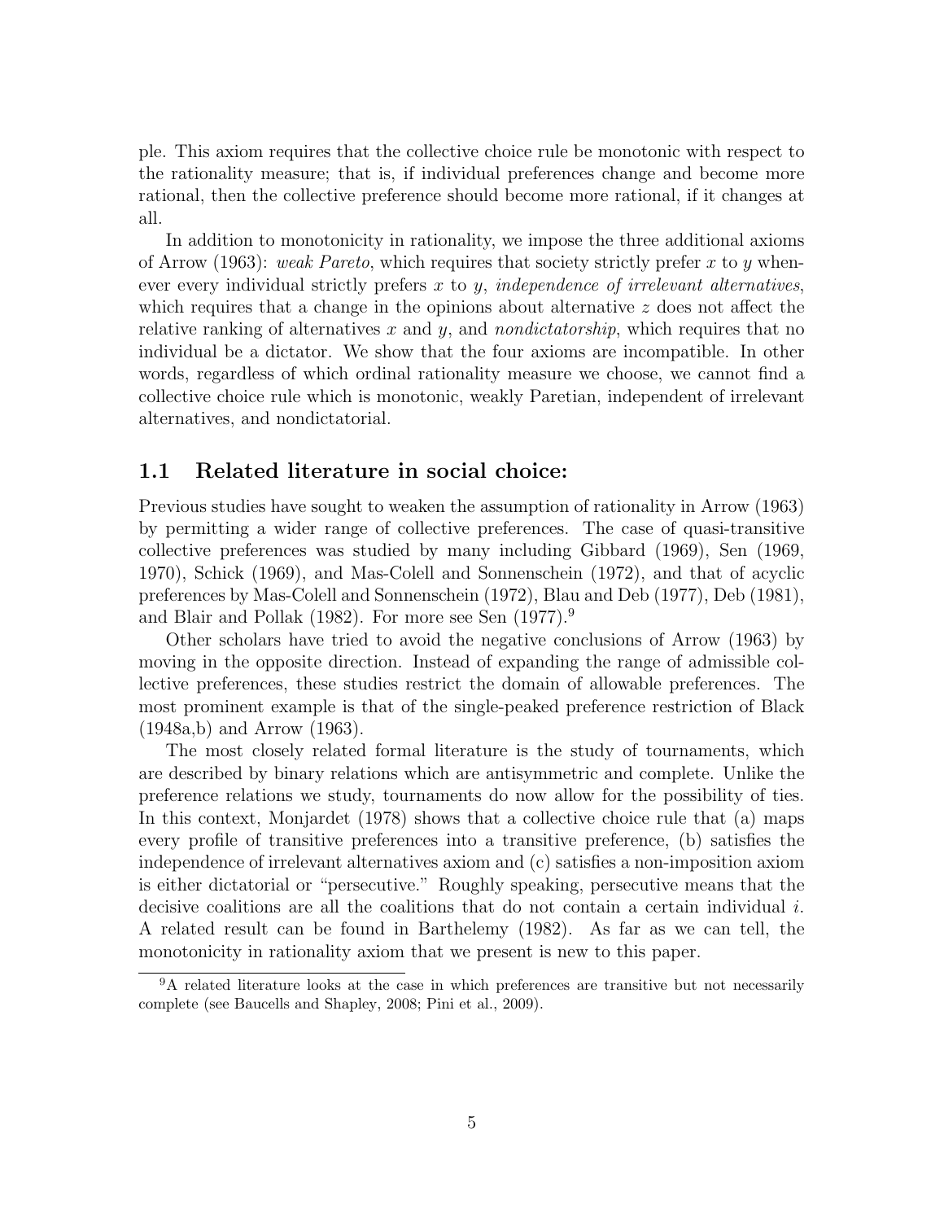ple. This axiom requires that the collective choice rule be monotonic with respect to the rationality measure; that is, if individual preferences change and become more rational, then the collective preference should become more rational, if it changes at all.

In addition to monotonicity in rationality, we impose the three additional axioms of Arrow (1963): *weak Pareto*, which requires that society strictly prefer $x$ to $y$ whenever every individual strictly prefers $x$ to $y$, *independence of irrelevant alternatives*, which requires that a change in the opinions about alternative $z$ does not affect the relative ranking of alternatives $x$ and $y$, and *nondictatorship*, which requires that no individual be a dictator. We show that the four axioms are incompatible. In other words, regardless of which ordinal rationality measure we choose, we cannot find a collective choice rule which is monotonic, weakly Paretian, independent of irrelevant alternatives, and nondictatorial.

### 1.1 Related literature in social choice:

Previous studies have sought to weaken the assumption of rationality in Arrow (1963) by permitting a wider range of collective preferences. The case of quasi-transitive collective preferences was studied by many including Gibbard (1969), Sen (1969, 1970), Schick (1969), and Mas-Colell and Sonnenschein (1972), and that of acyclic preferences by Mas-Colell and Sonnenschein (1972), Blau and Deb (1977), Deb (1981), and Blair and Pollak (1982). For more see Sen (1977).[9]

Other scholars have tried to avoid the negative conclusions of Arrow (1963) by moving in the opposite direction. Instead of expanding the range of admissible collective preferences, these studies restrict the domain of allowable preferences. The most prominent example is that of the single-peaked preference restriction of Black (1948a,b) and Arrow (1963).

The most closely related formal literature is the study of tournaments, which are described by binary relations which are antisymmetric and complete. Unlike the preference relations we study, tournaments do now allow for the possibility of ties. In this context, Monjardet (1978) shows that a collective choice rule that (a) maps every profile of transitive preferences into a transitive preference, (b) satisfies the independence of irrelevant alternatives axiom and (c) satisfies a non-imposition axiom is either dictatorial or "persecutive." Roughly speaking, persecutive means that the decisive coalitions are all the coalitions that do not contain a certain individual $i$. A related result can be found in Barthelemy (1982). As far as we can tell, the monotonicity in rationality axiom that we present is new to this paper.

[9] A related literature looks at the case in which preferences are transitive but not necessarily complete (see Baucells and Shapley, 2008; Pini et al., 2009).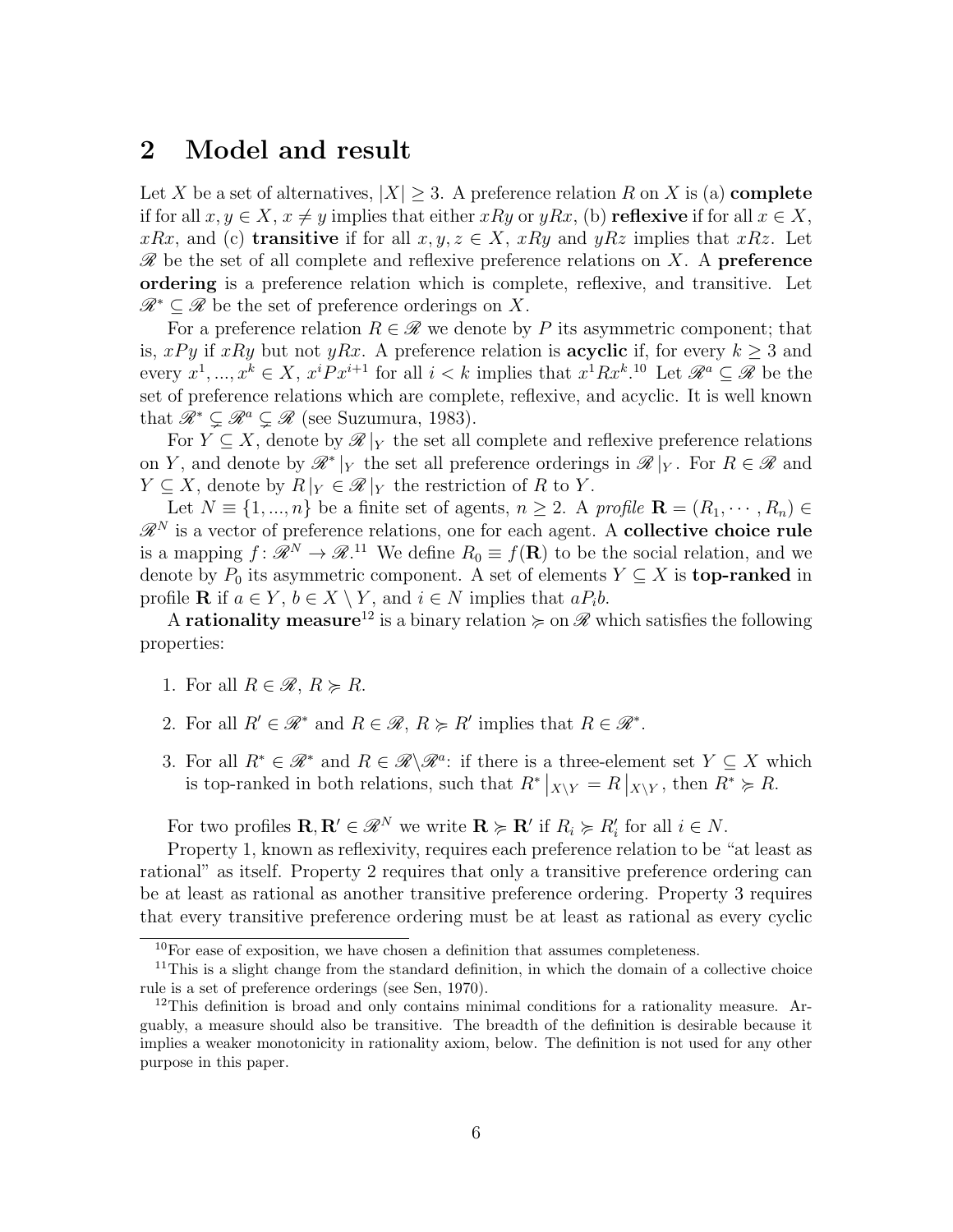## 2 Model and result

Let $X$ be a set of alternatives, $|X| \geq 3$. A preference relation $R$ on $X$ is (a) **complete** if for all $x, y \in X$, $x \neq y$ implies that either $xRy$ or $yRx$, (b) **reflexive** if for all $x \in X$, $xRx$, and (c) **transitive** if for all $x, y, z \in X$, $xRy$ and $yRz$ implies that $xRz$. Let $\mathscr{R}$ be the set of all complete and reflexive preference relations on $X$. A **preference ordering** is a preference relation which is complete, reflexive, and transitive. Let $\mathscr{R}^* \subseteq \mathscr{R}$ be the set of preference orderings on $X$.

For a preference relation $R \in \mathscr{R}$ we denote by $P$ its asymmetric component; that is, $xPy$ if $xRy$ but not $yRx$. A preference relation is **acyclic** if, for every $k \geq 3$ and every $x^1, ..., x^k \in X$, $x^i P x^{i+1}$ for all $i < k$ implies that $x^1 R x^k$.[10] Let $\mathscr{R}^a \subseteq \mathscr{R}$ be the set of preference relations which are complete, reflexive, and acyclic. It is well known that $\mathscr{R}^* \subsetneq \mathscr{R}^a \subsetneq \mathscr{R}$ (see Suzumura, 1983).

For $Y \subseteq X$, denote by $\mathscr{R}|_Y$ the set all complete and reflexive preference relations on $Y$, and denote by $\mathscr{R}^*|_Y$ the set all preference orderings in $\mathscr{R}|_Y$. For $R \in \mathscr{R}$ and $Y \subseteq X$, denote by $R|_Y \in \mathscr{R}|_Y$ the restriction of $R$ to $Y$.

Let $N \equiv \{1, ..., n\}$ be a finite set of agents, $n \geq 2$. A *profile* $\mathbf{R} = (R_1, \cdots, R_n) \in \mathscr{R}^N$ is a vector of preference relations, one for each agent. A **collective choice rule** is a mapping $f : \mathscr{R}^N \to \mathscr{R}$.[11] We define $R_0 \equiv f(\mathbf{R})$ to be the social relation, and we denote by $P_0$ its asymmetric component. A set of elements $Y \subseteq X$ is **top-ranked** in profile $\mathbf{R}$ if $a \in Y$, $b \in X \setminus Y$, and $i \in N$ implies that $aP_ib$.

A **rationality measure**[12] is a binary relation $\succcurlyeq$ on $\mathscr{R}$ which satisfies the following properties:

1. For all $R \in \mathscr{R}$, $R \succcurlyeq R$.
2. For all $R' \in \mathscr{R}^*$ and $R \in \mathscr{R}$, $R \succcurlyeq R'$ implies that $R \in \mathscr{R}^*$.
3. For all $R^* \in \mathscr{R}^*$ and $R \in \mathscr{R} \setminus \mathscr{R}^a$: if there is a three-element set $Y \subseteq X$ which is top-ranked in both relations, such that $R^* \big|_{X \setminus Y} = R \big|_{X \setminus Y}$, then $R^* \succcurlyeq R$.

For two profiles $\mathbf{R}, \mathbf{R}' \in \mathscr{R}^N$ we write $\mathbf{R} \succcurlyeq \mathbf{R}'$ if $R_i \succcurlyeq R'_i$ for all $i \in N$.

Property 1, known as reflexivity, requires each preference relation to be "at least as rational" as itself. Property 2 requires that only a transitive preference ordering can be at least as rational as another transitive preference ordering. Property 3 requires that every transitive preference ordering must be at least as rational as every cyclic

---

[10] For ease of exposition, we have chosen a definition that assumes completeness.

[11] This is a slight change from the standard definition, in which the domain of a collective choice rule is a set of preference orderings (see Sen, 1970).

[12] This definition is broad and only contains minimal conditions for a rationality measure. Arguably, a measure should also be transitive. The breadth of the definition is desirable because it implies a weaker monotonicity in rationality axiom, below. The definition is not used for any other purpose in this paper.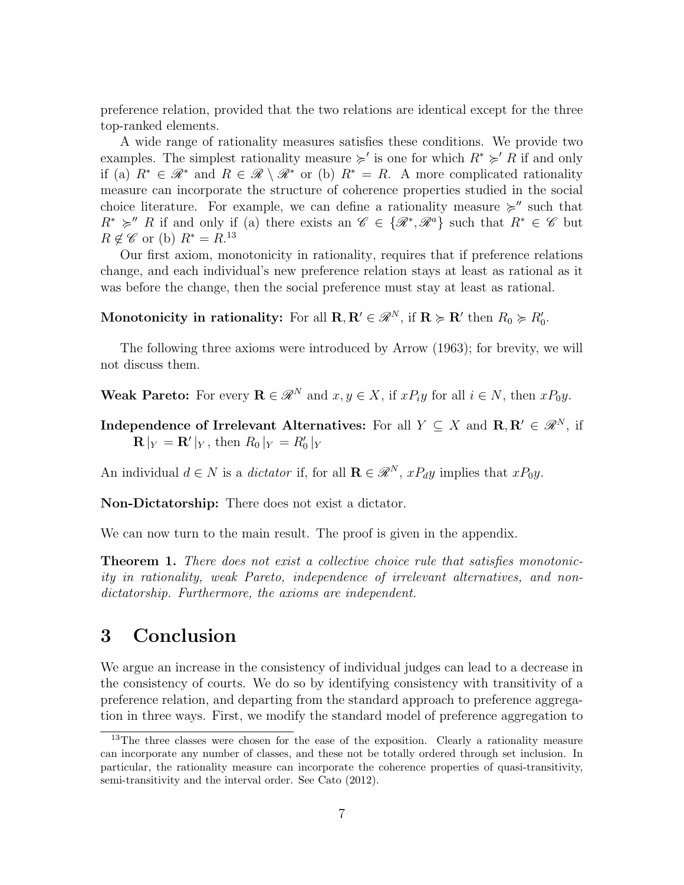preference relation, provided that the two relations are identical except for the three top-ranked elements.

A wide range of rationality measures satisfies these conditions. We provide two examples. The simplest rationality measure $\succcurlyeq'$ is one for which $R^* \succcurlyeq' R$ if and only if (a) $R^* \in \mathscr{R}^*$ and $R \in \mathscr{R} \setminus \mathscr{R}^*$ or (b) $R^* = R$. A more complicated rationality measure can incorporate the structure of coherence properties studied in the social choice literature. For example, we can define a rationality measure $\succcurlyeq''$ such that $R^* \succcurlyeq'' R$ if and only if (a) there exists an $\mathscr{C} \in \{\mathscr{R}^*, \mathscr{R}^a\}$ such that $R^* \in \mathscr{C}$ but $R \notin \mathscr{C}$ or (b) $R^* = R$.[13]

Our first axiom, monotonicity in rationality, requires that if preference relations change, and each individual's new preference relation stays at least as rational as it was before the change, then the social preference must stay at least as rational.

**Monotonicity in rationality:** For all $\mathbf{R}, \mathbf{R}' \in \mathscr{R}^N$, if $\mathbf{R} \succcurlyeq \mathbf{R}'$ then $R_0 \succcurlyeq R_0'$.

The following three axioms were introduced by Arrow (1963); for brevity, we will not discuss them.

**Weak Pareto:** For every $\mathbf{R} \in \mathscr{R}^N$ and $x, y \in X$, if $xP_iy$ for all $i \in N$, then $xP_0y$.

**Independence of Irrelevant Alternatives:** For all $Y \subseteq X$ and $\mathbf{R}, \mathbf{R}' \in \mathscr{R}^N$, if $\mathbf{R}\,|_Y = \mathbf{R}'\,|_Y$, then $R_0\,|_Y = R_0'\,|_Y$

An individual $d \in N$ is a *dictator* if, for all $\mathbf{R} \in \mathscr{R}^N$, $xP_dy$ implies that $xP_0y$.

**Non-Dictatorship:** There does not exist a dictator.

We can now turn to the main result. The proof is given in the appendix.

**Theorem 1.** *There does not exist a collective choice rule that satisfies monotonicity in rationality, weak Pareto, independence of irrelevant alternatives, and non-dictatorship. Furthermore, the axioms are independent.*

# 3 Conclusion

We argue an increase in the consistency of individual judges can lead to a decrease in the consistency of courts. We do so by identifying consistency with transitivity of a preference relation, and departing from the standard approach to preference aggregation in three ways. First, we modify the standard model of preference aggregation to

[13]The three classes were chosen for the ease of the exposition. Clearly a rationality measure can incorporate any number of classes, and these not be totally ordered through set inclusion. In particular, the rationality measure can incorporate the coherence properties of quasi-transitivity, semi-transitivity and the interval order. See Cato (2012).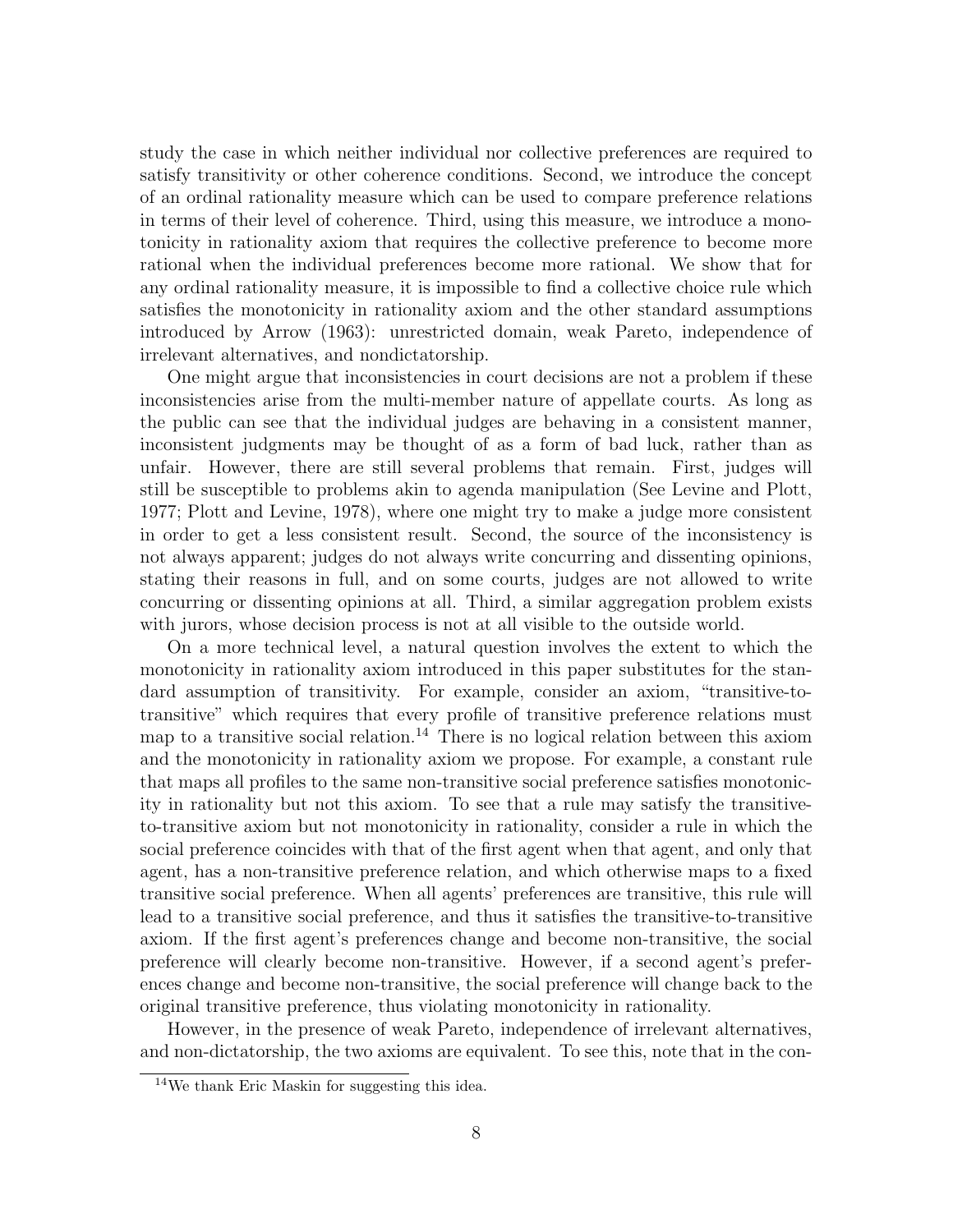study the case in which neither individual nor collective preferences are required to satisfy transitivity or other coherence conditions. Second, we introduce the concept of an ordinal rationality measure which can be used to compare preference relations in terms of their level of coherence. Third, using this measure, we introduce a monotonicity in rationality axiom that requires the collective preference to become more rational when the individual preferences become more rational. We show that for any ordinal rationality measure, it is impossible to find a collective choice rule which satisfies the monotonicity in rationality axiom and the other standard assumptions introduced by Arrow (1963): unrestricted domain, weak Pareto, independence of irrelevant alternatives, and nondictatorship.

One might argue that inconsistencies in court decisions are not a problem if these inconsistencies arise from the multi-member nature of appellate courts. As long as the public can see that the individual judges are behaving in a consistent manner, inconsistent judgments may be thought of as a form of bad luck, rather than as unfair. However, there are still several problems that remain. First, judges will still be susceptible to problems akin to agenda manipulation (See Levine and Plott, 1977; Plott and Levine, 1978), where one might try to make a judge more consistent in order to get a less consistent result. Second, the source of the inconsistency is not always apparent; judges do not always write concurring and dissenting opinions, stating their reasons in full, and on some courts, judges are not allowed to write concurring or dissenting opinions at all. Third, a similar aggregation problem exists with jurors, whose decision process is not at all visible to the outside world.

On a more technical level, a natural question involves the extent to which the monotonicity in rationality axiom introduced in this paper substitutes for the standard assumption of transitivity. For example, consider an axiom, "transitive-to-transitive" which requires that every profile of transitive preference relations must map to a transitive social relation.[14] There is no logical relation between this axiom and the monotonicity in rationality axiom we propose. For example, a constant rule that maps all profiles to the same non-transitive social preference satisfies monotonicity in rationality but not this axiom. To see that a rule may satisfy the transitive-to-transitive axiom but not monotonicity in rationality, consider a rule in which the social preference coincides with that of the first agent when that agent, and only that agent, has a non-transitive preference relation, and which otherwise maps to a fixed transitive social preference. When all agents' preferences are transitive, this rule will lead to a transitive social preference, and thus it satisfies the transitive-to-transitive axiom. If the first agent's preferences change and become non-transitive, the social preference will clearly become non-transitive. However, if a second agent's preferences change and become non-transitive, the social preference will change back to the original transitive preference, thus violating monotonicity in rationality.

However, in the presence of weak Pareto, independence of irrelevant alternatives, and non-dictatorship, the two axioms are equivalent. To see this, note that in the con-

[14] We thank Eric Maskin for suggesting this idea.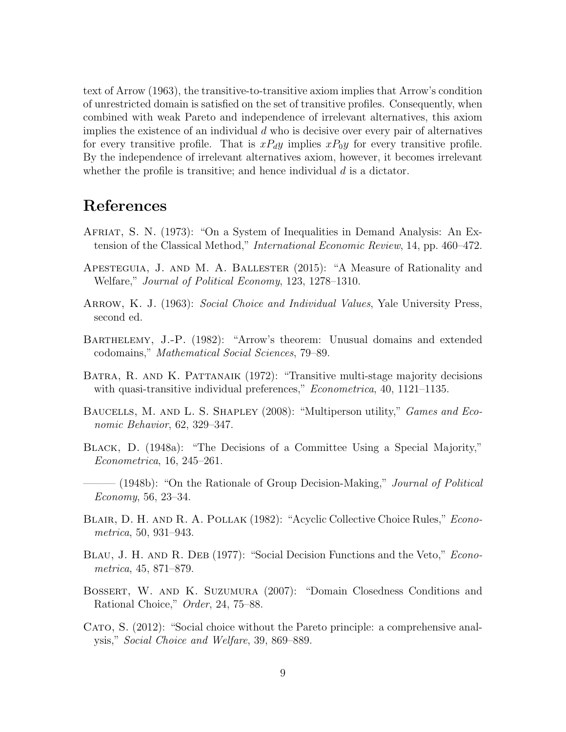text of Arrow (1963), the transitive-to-transitive axiom implies that Arrow's condition of unrestricted domain is satisfied on the set of transitive profiles. Consequently, when combined with weak Pareto and independence of irrelevant alternatives, this axiom implies the existence of an individual $d$ who is decisive over every pair of alternatives for every transitive profile. That is $xP_dy$ implies $xP_0y$ for every transitive profile. By the independence of irrelevant alternatives axiom, however, it becomes irrelevant whether the profile is transitive; and hence individual $d$ is a dictator.

# References

Afriat, S. N. (1973): "On a System of Inequalities in Demand Analysis: An Extension of the Classical Method," *International Economic Review*, 14, pp. 460–472.

Apesteguia, J. and M. A. Ballester (2015): "A Measure of Rationality and Welfare," *Journal of Political Economy*, 123, 1278–1310.

Arrow, K. J. (1963): *Social Choice and Individual Values*, Yale University Press, second ed.

Barthelemy, J.-P. (1982): "Arrow's theorem: Unusual domains and extended codomains," *Mathematical Social Sciences*, 79–89.

Batra, R. and K. Pattanaik (1972): "Transitive multi-stage majority decisions with quasi-transitive individual preferences," *Econometrica*, 40, 1121–1135.

Baucells, M. and L. S. Shapley (2008): "Multiperson utility," *Games and Economic Behavior*, 62, 329–347.

Black, D. (1948a): "The Decisions of a Committee Using a Special Majority," *Econometrica*, 16, 245–261.

——— (1948b): "On the Rationale of Group Decision-Making," *Journal of Political Economy*, 56, 23–34.

Blair, D. H. and R. A. Pollak (1982): "Acyclic Collective Choice Rules," *Econometrica*, 50, 931–943.

Blau, J. H. and R. Deb (1977): "Social Decision Functions and the Veto," *Econometrica*, 45, 871–879.

Bossert, W. and K. Suzumura (2007): "Domain Closedness Conditions and Rational Choice," *Order*, 24, 75–88.

Cato, S. (2012): "Social choice without the Pareto principle: a comprehensive analysis," *Social Choice and Welfare*, 39, 869–889.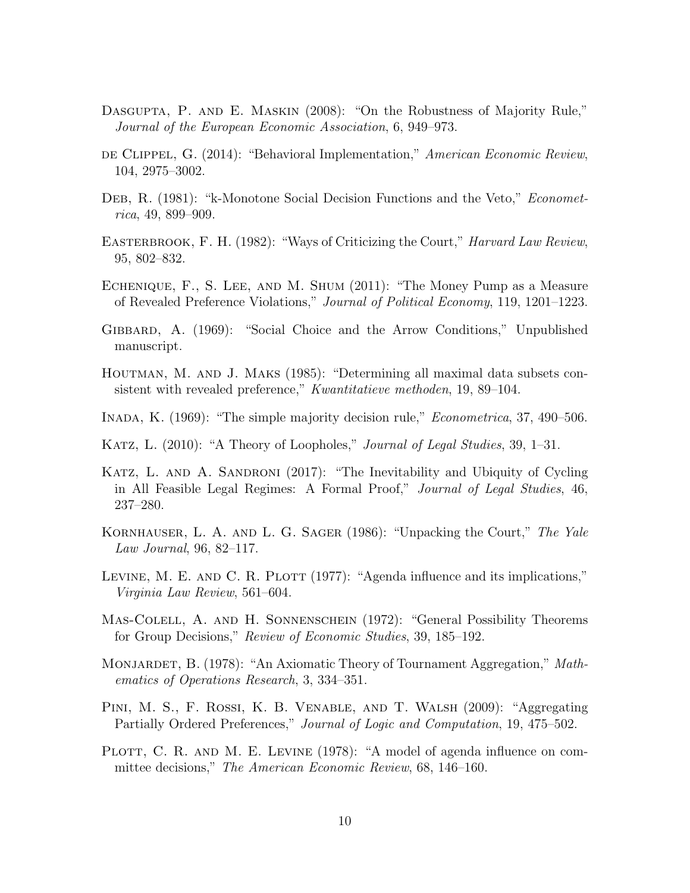Dasgupta, P. and E. Maskin (2008): "On the Robustness of Majority Rule," *Journal of the European Economic Association*, 6, 949–973.

de Clippel, G. (2014): "Behavioral Implementation," *American Economic Review*, 104, 2975–3002.

Deb, R. (1981): "k-Monotone Social Decision Functions and the Veto," *Econometrica*, 49, 899–909.

Easterbrook, F. H. (1982): "Ways of Criticizing the Court," *Harvard Law Review*, 95, 802–832.

Echenique, F., S. Lee, and M. Shum (2011): "The Money Pump as a Measure of Revealed Preference Violations," *Journal of Political Economy*, 119, 1201–1223.

Gibbard, A. (1969): "Social Choice and the Arrow Conditions," Unpublished manuscript.

Houtman, M. and J. Maks (1985): "Determining all maximal data subsets consistent with revealed preference," *Kwantitatieve methoden*, 19, 89–104.

Inada, K. (1969): "The simple majority decision rule," *Econometrica*, 37, 490–506.

Katz, L. (2010): "A Theory of Loopholes," *Journal of Legal Studies*, 39, 1–31.

Katz, L. and A. Sandroni (2017): "The Inevitability and Ubiquity of Cycling in All Feasible Legal Regimes: A Formal Proof," *Journal of Legal Studies*, 46, 237–280.

Kornhauser, L. A. and L. G. Sager (1986): "Unpacking the Court," *The Yale Law Journal*, 96, 82–117.

Levine, M. E. and C. R. Plott (1977): "Agenda influence and its implications," *Virginia Law Review*, 561–604.

Mas-Colell, A. and H. Sonnenschein (1972): "General Possibility Theorems for Group Decisions," *Review of Economic Studies*, 39, 185–192.

Monjardet, B. (1978): "An Axiomatic Theory of Tournament Aggregation," *Mathematics of Operations Research*, 3, 334–351.

Pini, M. S., F. Rossi, K. B. Venable, and T. Walsh (2009): "Aggregating Partially Ordered Preferences," *Journal of Logic and Computation*, 19, 475–502.

Plott, C. R. and M. E. Levine (1978): "A model of agenda influence on committee decisions," *The American Economic Review*, 68, 146–160.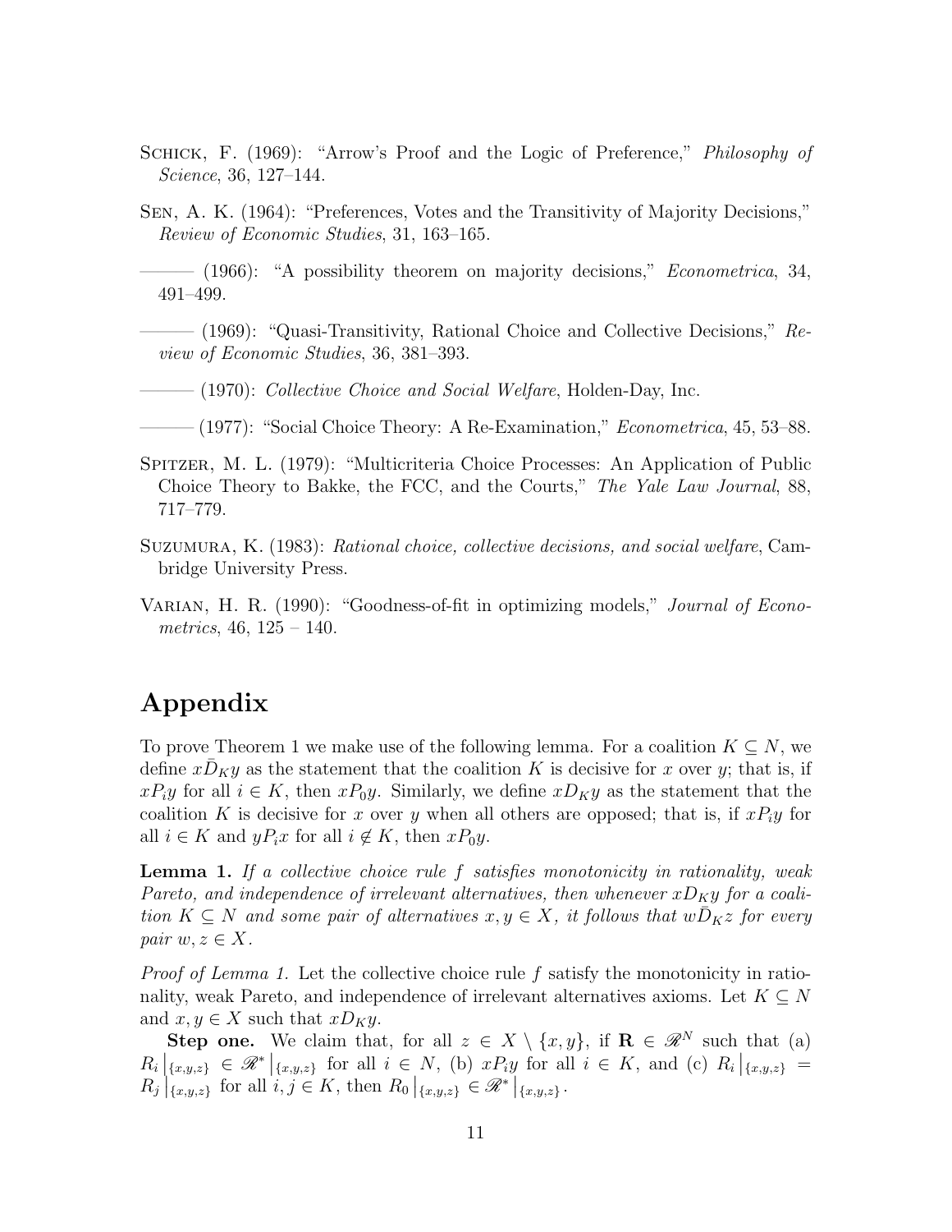Schick, F. (1969): "Arrow's Proof and the Logic of Preference," *Philosophy of Science*, 36, 127–144.

Sen, A. K. (1964): "Preferences, Votes and the Transitivity of Majority Decisions," *Review of Economic Studies*, 31, 163–165.

——— (1966): "A possibility theorem on majority decisions," *Econometrica*, 34, 491–499.

——— (1969): "Quasi-Transitivity, Rational Choice and Collective Decisions," *Review of Economic Studies*, 36, 381–393.

——— (1970): *Collective Choice and Social Welfare*, Holden-Day, Inc.

——— (1977): "Social Choice Theory: A Re-Examination," *Econometrica*, 45, 53–88.

Spitzer, M. L. (1979): "Multicriteria Choice Processes: An Application of Public Choice Theory to Bakke, the FCC, and the Courts," *The Yale Law Journal*, 88, 717–779.

Suzumura, K. (1983): *Rational choice, collective decisions, and social welfare*, Cambridge University Press.

Varian, H. R. (1990): "Goodness-of-fit in optimizing models," *Journal of Econometrics*, 46, 125 – 140.

# Appendix

To prove Theorem 1 we make use of the following lemma. For a coalition $K \subseteq N$, we define $x\bar{D}_K y$ as the statement that the coalition $K$ is decisive for $x$ over $y$; that is, if $xP_i y$ for all $i \in K$, then $xP_0 y$. Similarly, we define $xD_K y$ as the statement that the coalition $K$ is decisive for $x$ over $y$ when all others are opposed; that is, if $xP_i y$ for all $i \in K$ and $yP_i x$ for all $i \notin K$, then $xP_0 y$.

**Lemma 1.** *If a collective choice rule $f$ satisfies monotonicity in rationality, weak Pareto, and independence of irrelevant alternatives, then whenever $xD_K y$ for a coalition $K \subseteq N$ and some pair of alternatives $x, y \in X$, it follows that $w\bar{D}_K z$ for every pair $w, z \in X$.*

*Proof of Lemma 1.* Let the collective choice rule $f$ satisfy the monotonicity in rationality, weak Pareto, and independence of irrelevant alternatives axioms. Let $K \subseteq N$ and $x, y \in X$ such that $xD_K y$.

**Step one.** We claim that, for all $z \in X \setminus \{x, y\}$, if $\mathbf{R} \in \mathscr{R}^N$ such that (a) $R_i\big|_{\{x,y,z\}} \in \mathscr{R}^*\big|_{\{x,y,z\}}$ for all $i \in N$, (b) $xP_i y$ for all $i \in K$, and (c) $R_i\big|_{\{x,y,z\}} = R_j\big|_{\{x,y,z\}}$ for all $i, j \in K$, then $R_0\big|_{\{x,y,z\}} \in \mathscr{R}^*\big|_{\{x,y,z\}}$.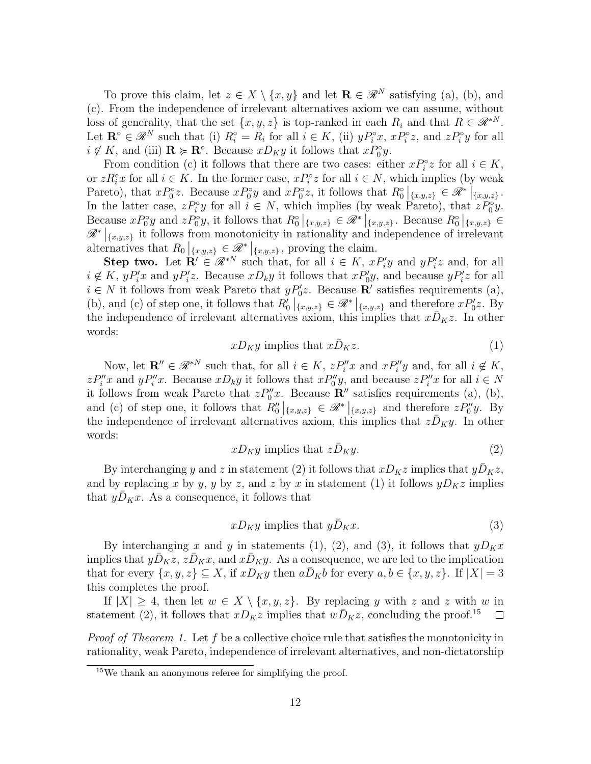To prove this claim, let $z \in X \setminus \{x, y\}$ and let $\mathbf{R} \in \mathscr{R}^N$ satisfying (a), (b), and (c). From the independence of irrelevant alternatives axiom we can assume, without loss of generality, that the set $\{x, y, z\}$ is top-ranked in each $R_i$ and that $R \in \mathscr{R}^{*N}$. Let $\mathbf{R}^\circ \in \mathscr{R}^N$ such that (i) $R_i^\circ = R_i$ for all $i \in K$, (ii) $yP_i^\circ x$, $xP_i^\circ z$, and $zP_i^\circ y$ for all $i \notin K$, and (iii) $\mathbf{R} \succcurlyeq \mathbf{R}^\circ$. Because $xD_K y$ it follows that $xP_0^\circ y$.

From condition (c) it follows that there are two cases: either $xP_i^\circ z$ for all $i \in K$, or $zR_i^\circ x$ for all $i \in K$. In the former case, $xP_i^\circ z$ for all $i \in N$, which implies (by weak Pareto), that $xP_0^\circ z$. Because $xP_0^\circ y$ and $xP_0^\circ z$, it follows that $R_0^\circ\big|_{\{x,y,z\}} \in \mathscr{R}^*\big|_{\{x,y,z\}}$. In the latter case, $zP_i^\circ y$ for all $i \in N$, which implies (by weak Pareto), that $zP_0^\circ y$. Because $xP_0^\circ y$ and $zP_0^\circ y$, it follows that $R_0^\circ\big|_{\{x,y,z\}} \in \mathscr{R}^*\big|_{\{x,y,z\}}$. Because $R_0^\circ\big|_{\{x,y,z\}} \in \mathscr{R}^*\big|_{\{x,y,z\}}$ it follows from monotonicity in rationality and independence of irrelevant alternatives that $R_0\big|_{\{x,y,z\}} \in \mathscr{R}^*\big|_{\{x,y,z\}}$, proving the claim.

**Step two.** Let $\mathbf{R}' \in \mathscr{R}^{*N}$ such that, for all $i \in K$, $xP_i'y$ and $yP_i'z$ and, for all $i \notin K$, $yP_i'x$ and $yP_i'z$. Because $xD_k y$ it follows that $xP_0'y$, and because $yP_i'z$ for all $i \in N$ it follows from weak Pareto that $yP_0'z$. Because $\mathbf{R}'$ satisfies requirements (a), (b), and (c) of step one, it follows that $R_0'\big|_{\{x,y,z\}} \in \mathscr{R}^*\big|_{\{x,y,z\}}$ and therefore $xP_0'z$. By the independence of irrelevant alternatives axiom, this implies that $x\bar{D}_K z$. In other words:

$$xD_K y \text{ implies that } x\bar{D}_K z. \tag{1}$$

Now, let $\mathbf{R}'' \in \mathscr{R}^{*N}$ such that, for all $i \in K$, $zP_i''x$ and $xP_i''y$ and, for all $i \notin K$, $zP_i''x$ and $yP_i''x$. Because $xD_k y$ it follows that $xP_0''y$, and because $zP_i''x$ for all $i \in N$ it follows from weak Pareto that $zP_0''x$. Because $\mathbf{R}''$ satisfies requirements (a), (b), and (c) of step one, it follows that $R_0''\big|_{\{x,y,z\}} \in \mathscr{R}^*\big|_{\{x,y,z\}}$ and therefore $zP_0''y$. By the independence of irrelevant alternatives axiom, this implies that $z\bar{D}_K y$. In other words:

$$xD_K y \text{ implies that } z\bar{D}_K y. \tag{2}$$

By interchanging $y$ and $z$ in statement (2) it follows that $xD_K z$ implies that $y\bar{D}_K z$, and by replacing $x$ by $y$, $y$ by $z$, and $z$ by $x$ in statement (1) it follows $yD_K z$ implies that $y\bar{D}_K x$. As a consequence, it follows that

$$xD_K y \text{ implies that } y\bar{D}_K x. \tag{3}$$

By interchanging $x$ and $y$ in statements (1), (2), and (3), it follows that $yD_K x$ implies that $y\bar{D}_K z$, $z\bar{D}_K x$, and $x\bar{D}_K y$. As a consequence, we are led to the implication that for every $\{x, y, z\} \subseteq X$, if $xD_K y$ then $a\bar{D}_K b$ for every $a, b \in \{x, y, z\}$. If $|X| = 3$ this completes the proof.

If $|X| \geq 4$, then let $w \in X \setminus \{x, y, z\}$. By replacing $y$ with $z$ and $z$ with $w$ in statement (2), it follows that $xD_K z$ implies that $w\bar{D}_K z$, concluding the proof.[15] □

*Proof of Theorem 1.* Let $f$ be a collective choice rule that satisfies the monotonicity in rationality, weak Pareto, independence of irrelevant alternatives, and non-dictatorship

[15] We thank an anonymous referee for simplifying the proof.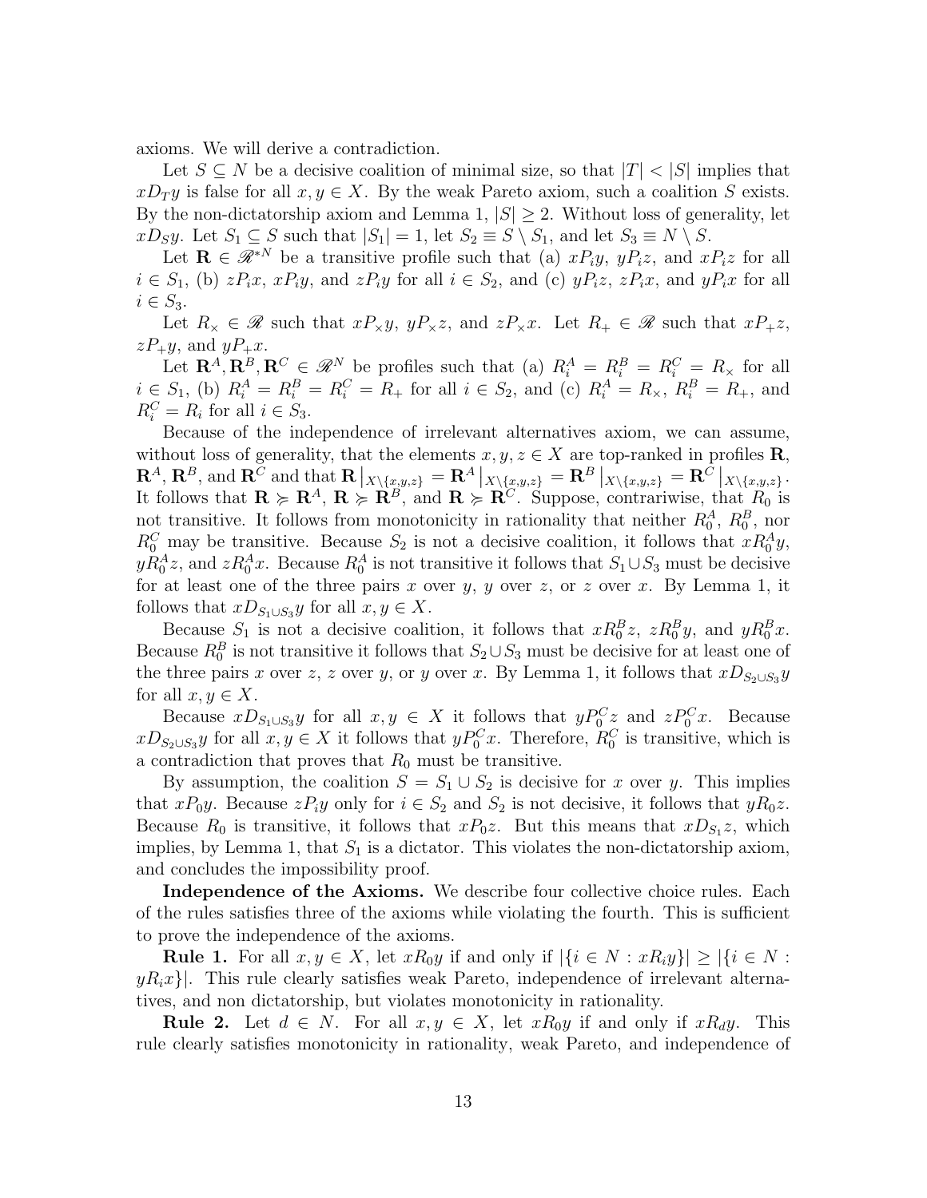axioms. We will derive a contradiction.

Let $S \subseteq N$ be a decisive coalition of minimal size, so that $|T| < |S|$ implies that $xD_Ty$ is false for all $x, y \in X$. By the weak Pareto axiom, such a coalition $S$ exists. By the non-dictatorship axiom and Lemma 1, $|S| \geq 2$. Without loss of generality, let $xD_Sy$. Let $S_1 \subseteq S$ such that $|S_1| = 1$, let $S_2 \equiv S \setminus S_1$, and let $S_3 \equiv N \setminus S$.

Let $\mathbf{R} \in \mathscr{R}^{*N}$ be a transitive profile such that (a) $xP_iy$, $yP_iz$, and $xP_iz$ for all $i \in S_1$, (b) $zP_ix$, $xP_iy$, and $zP_iy$ for all $i \in S_2$, and (c) $yP_iz$, $zP_ix$, and $yP_ix$ for all $i \in S_3$.

Let $R_\times \in \mathscr{R}$ such that $xP_\times y$, $yP_\times z$, and $zP_\times x$. Let $R_+ \in \mathscr{R}$ such that $xP_+z$, $zP_+y$, and $yP_+x$.

Let $\mathbf{R}^A, \mathbf{R}^B, \mathbf{R}^C \in \mathscr{R}^N$ be profiles such that (a) $R^A_i = R^B_i = R^C_i = R_\times$ for all $i \in S_1$, (b) $R^A_i = R^B_i = R^C_i = R_+$ for all $i \in S_2$, and (c) $R^A_i = R_\times$, $R^B_i = R_+$, and $R^C_i = R_i$ for all $i \in S_3$.

Because of the independence of irrelevant alternatives axiom, we can assume, without loss of generality, that the elements $x, y, z \in X$ are top-ranked in profiles $\mathbf{R}$, $\mathbf{R}^A$, $\mathbf{R}^B$, and $\mathbf{R}^C$ and that $\mathbf{R}\big|_{X\setminus\{x,y,z\}} = \mathbf{R}^A\big|_{X\setminus\{x,y,z\}} = \mathbf{R}^B\big|_{X\setminus\{x,y,z\}} = \mathbf{R}^C\big|_{X\setminus\{x,y,z\}}$. It follows that $\mathbf{R} \succcurlyeq \mathbf{R}^A$, $\mathbf{R} \succcurlyeq \mathbf{R}^B$, and $\mathbf{R} \succcurlyeq \mathbf{R}^C$. Suppose, contrariwise, that $R_0$ is not transitive. It follows from monotonicity in rationality that neither $R^A_0$, $R^B_0$, nor $R^C_0$ may be transitive. Because $S_2$ is not a decisive coalition, it follows that $xR^A_0y$, $yR^A_0z$, and $zR^A_0x$. Because $R^A_0$ is not transitive it follows that $S_1 \cup S_3$ must be decisive for at least one of the three pairs $x$ over $y$, $y$ over $z$, or $z$ over $x$. By Lemma 1, it follows that $xD_{S_1\cup S_3}y$ for all $x, y \in X$.

Because $S_1$ is not a decisive coalition, it follows that $xR^B_0z$, $zR^B_0y$, and $yR^B_0x$. Because $R^B_0$ is not transitive it follows that $S_2 \cup S_3$ must be decisive for at least one of the three pairs $x$ over $z$, $z$ over $y$, or $y$ over $x$. By Lemma 1, it follows that $xD_{S_2\cup S_3}y$ for all $x, y \in X$.

Because $xD_{S_1\cup S_3}y$ for all $x, y \in X$ it follows that $yP^C_0z$ and $zP^C_0x$. Because $xD_{S_2\cup S_3}y$ for all $x, y \in X$ it follows that $yP^C_0x$. Therefore, $R^C_0$ is transitive, which is a contradiction that proves that $R_0$ must be transitive.

By assumption, the coalition $S = S_1 \cup S_2$ is decisive for $x$ over $y$. This implies that $xP_0y$. Because $zP_iy$ only for $i \in S_2$ and $S_2$ is not decisive, it follows that $yR_0z$. Because $R_0$ is transitive, it follows that $xP_0z$. But this means that $xD_{S_1}z$, which implies, by Lemma 1, that $S_1$ is a dictator. This violates the non-dictatorship axiom, and concludes the impossibility proof.

**Independence of the Axioms.** We describe four collective choice rules. Each of the rules satisfies three of the axioms while violating the fourth. This is sufficient to prove the independence of the axioms.

**Rule 1.** For all $x, y \in X$, let $xR_0y$ if and only if $|\{i \in N : xR_iy\}| \geq |\{i \in N : yR_ix\}|$. This rule clearly satisfies weak Pareto, independence of irrelevant alternatives, and non dictatorship, but violates monotonicity in rationality.

**Rule 2.** Let $d \in N$. For all $x, y \in X$, let $xR_0y$ if and only if $xR_dy$. This rule clearly satisfies monotonicity in rationality, weak Pareto, and independence of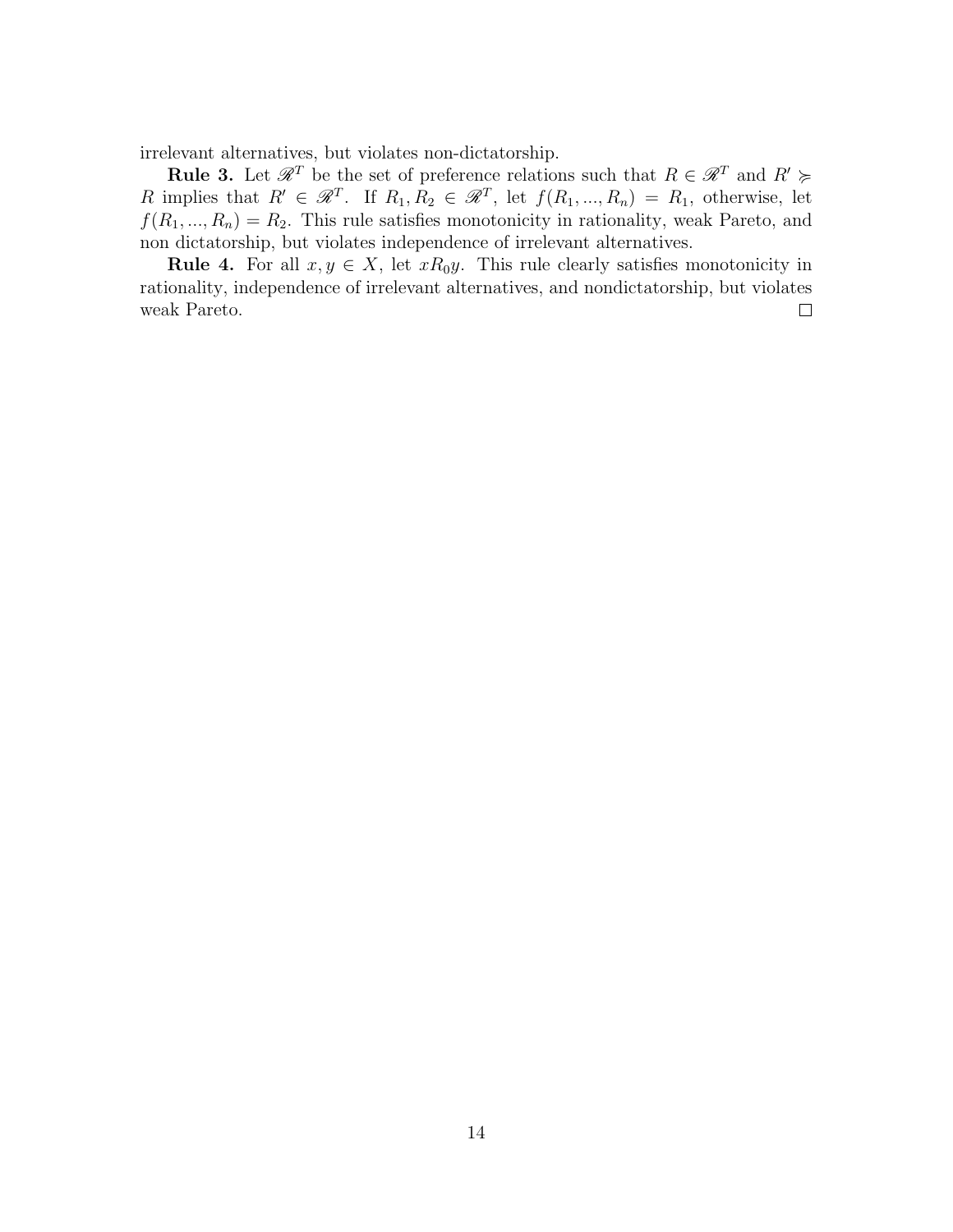irrelevant alternatives, but violates non-dictatorship.

**Rule 3.** Let $\mathscr{R}^T$ be the set of preference relations such that $R \in \mathscr{R}^T$ and $R' \succcurlyeq R$ implies that $R' \in \mathscr{R}^T$. If $R_1, R_2 \in \mathscr{R}^T$, let $f(R_1, ..., R_n) = R_1$, otherwise, let $f(R_1, ..., R_n) = R_2$. This rule satisfies monotonicity in rationality, weak Pareto, and non dictatorship, but violates independence of irrelevant alternatives.

**Rule 4.** For all $x, y \in X$, let $xR_0y$. This rule clearly satisfies monotonicity in rationality, independence of irrelevant alternatives, and nondictatorship, but violates weak Pareto. $\square$